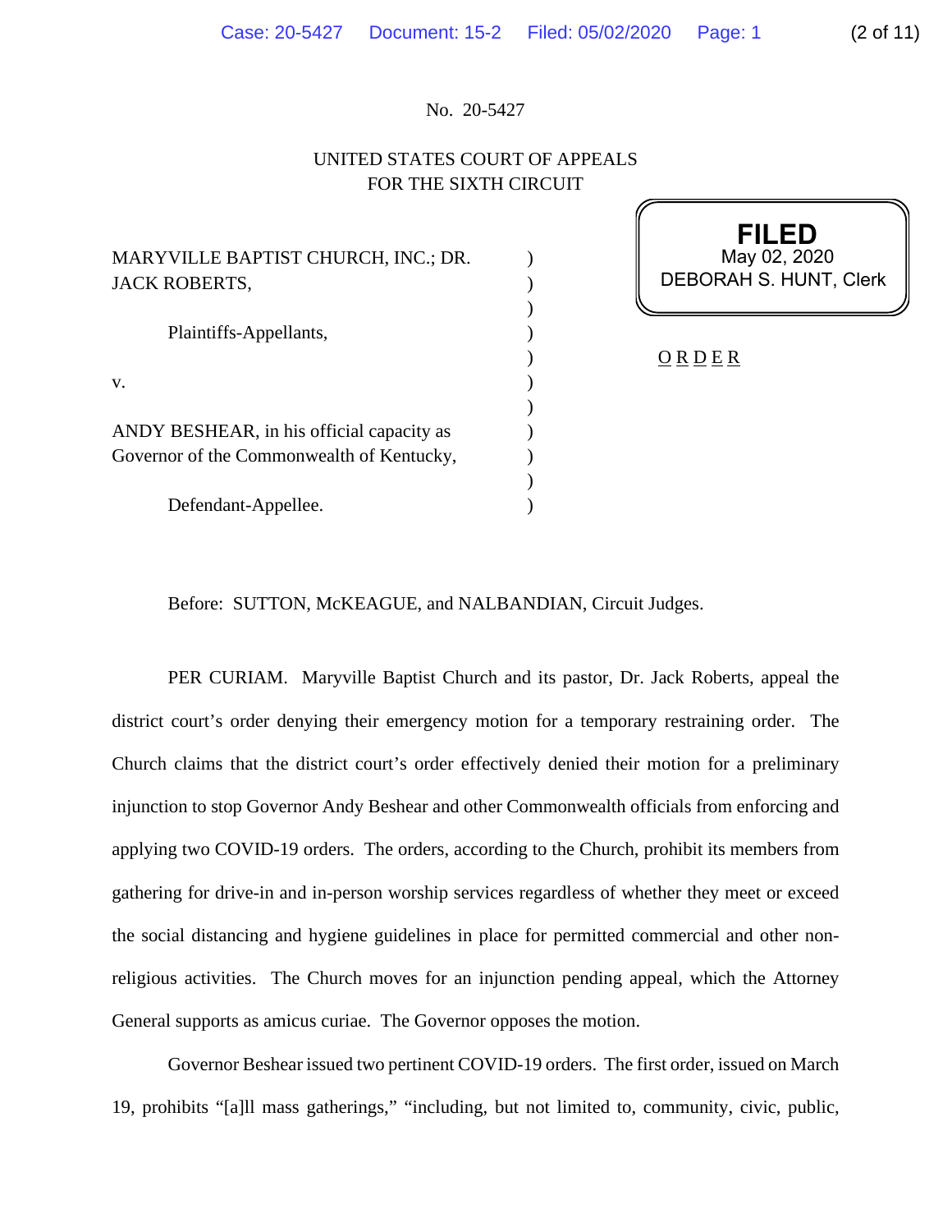No. 20-5427

UNITED STATES COURT OF APPEALS
FOR THE SIXTH CIRCUIT

MARYVILLE BAPTIST CHURCH, INC.; DR. JACK ROBERTS,

Plaintiffs-Appellants,

v.

ANDY BESHEAR, in his official capacity as Governor of the Commonwealth of Kentucky,

Defendant-Appellee.

**FILED**
May 02, 2020
DEBORAH S. HUNT, Clerk

O R D E R

Before: SUTTON, McKEAGUE, and NALBANDIAN, Circuit Judges.

PER CURIAM. Maryville Baptist Church and its pastor, Dr. Jack Roberts, appeal the district court's order denying their emergency motion for a temporary restraining order. The Church claims that the district court's order effectively denied their motion for a preliminary injunction to stop Governor Andy Beshear and other Commonwealth officials from enforcing and applying two COVID-19 orders. The orders, according to the Church, prohibit its members from gathering for drive-in and in-person worship services regardless of whether they meet or exceed the social distancing and hygiene guidelines in place for permitted commercial and other non-religious activities. The Church moves for an injunction pending appeal, which the Attorney General supports as amicus curiae. The Governor opposes the motion.

Governor Beshear issued two pertinent COVID-19 orders. The first order, issued on March 19, prohibits "[a]ll mass gatherings," "including, but not limited to, community, civic, public,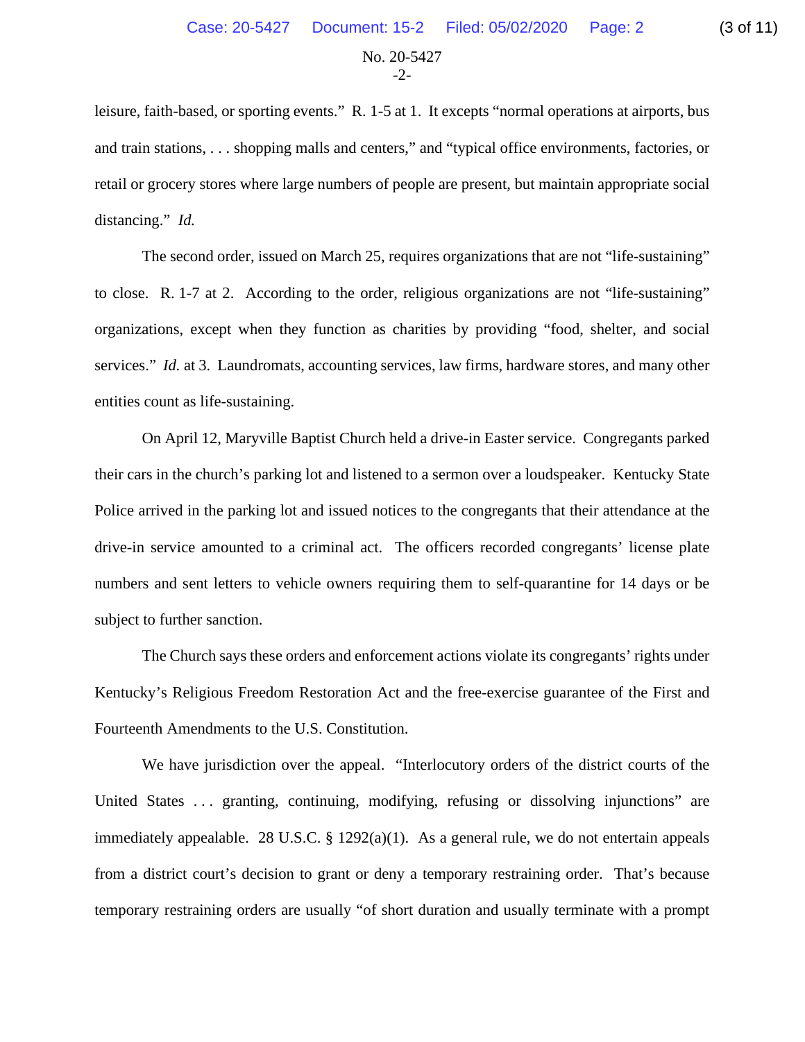leisure, faith-based, or sporting events." R. 1-5 at 1. It excepts "normal operations at airports, bus and train stations, . . . shopping malls and centers," and "typical office environments, factories, or retail or grocery stores where large numbers of people are present, but maintain appropriate social distancing." *Id.*

The second order, issued on March 25, requires organizations that are not "life-sustaining" to close. R. 1-7 at 2. According to the order, religious organizations are not "life-sustaining" organizations, except when they function as charities by providing "food, shelter, and social services." *Id.* at 3. Laundromats, accounting services, law firms, hardware stores, and many other entities count as life-sustaining.

On April 12, Maryville Baptist Church held a drive-in Easter service. Congregants parked their cars in the church's parking lot and listened to a sermon over a loudspeaker. Kentucky State Police arrived in the parking lot and issued notices to the congregants that their attendance at the drive-in service amounted to a criminal act. The officers recorded congregants' license plate numbers and sent letters to vehicle owners requiring them to self-quarantine for 14 days or be subject to further sanction.

The Church says these orders and enforcement actions violate its congregants' rights under Kentucky's Religious Freedom Restoration Act and the free-exercise guarantee of the First and Fourteenth Amendments to the U.S. Constitution.

We have jurisdiction over the appeal. "Interlocutory orders of the district courts of the United States . . . granting, continuing, modifying, refusing or dissolving injunctions" are immediately appealable. 28 U.S.C. § 1292(a)(1). As a general rule, we do not entertain appeals from a district court's decision to grant or deny a temporary restraining order. That's because temporary restraining orders are usually "of short duration and usually terminate with a prompt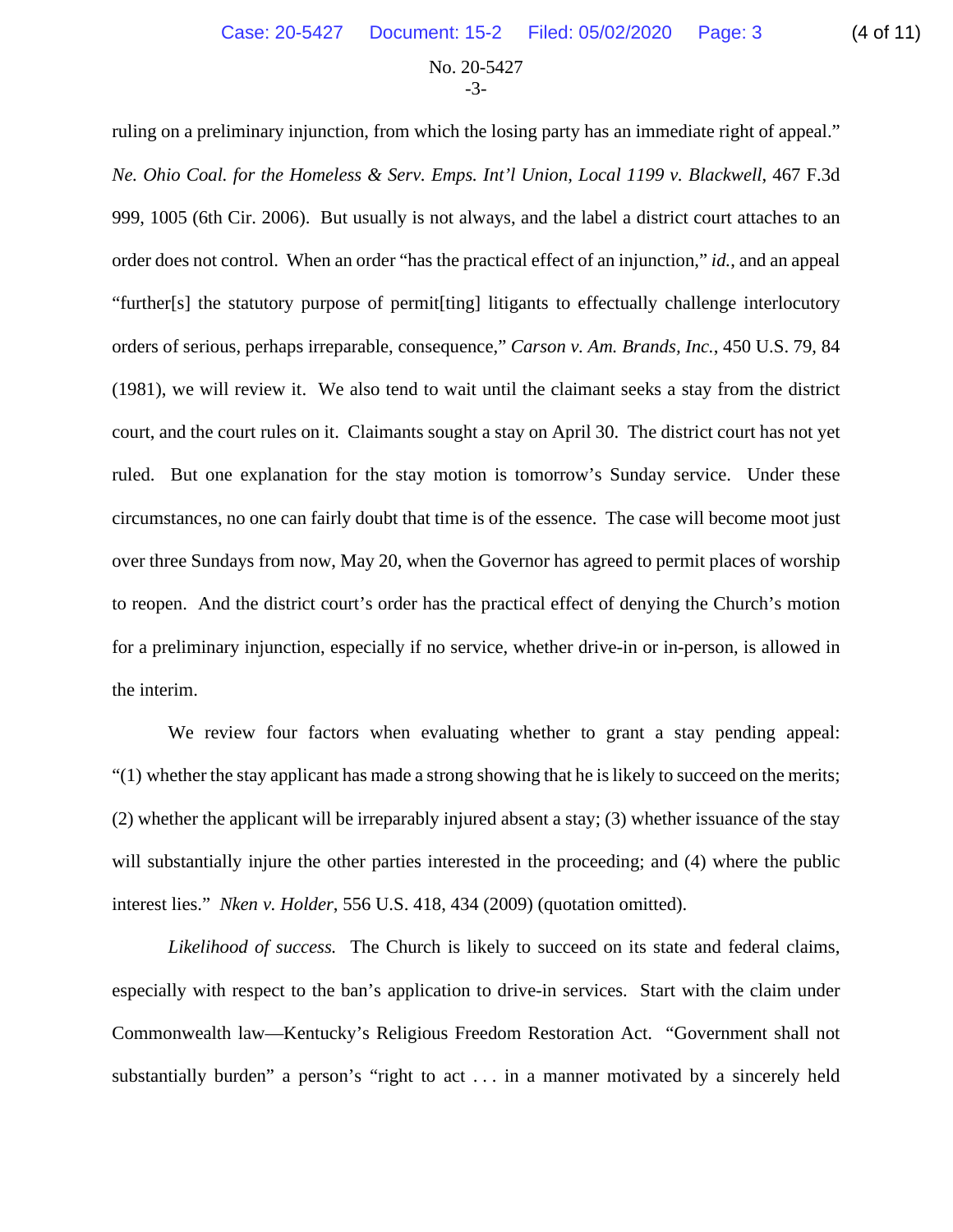ruling on a preliminary injunction, from which the losing party has an immediate right of appeal." *Ne. Ohio Coal. for the Homeless & Serv. Emps. Int'l Union, Local 1199 v. Blackwell*, 467 F.3d 999, 1005 (6th Cir. 2006). But usually is not always, and the label a district court attaches to an order does not control. When an order "has the practical effect of an injunction," *id.*, and an appeal "further[s] the statutory purpose of permit[ting] litigants to effectually challenge interlocutory orders of serious, perhaps irreparable, consequence," *Carson v. Am. Brands, Inc.*, 450 U.S. 79, 84 (1981), we will review it. We also tend to wait until the claimant seeks a stay from the district court, and the court rules on it. Claimants sought a stay on April 30. The district court has not yet ruled. But one explanation for the stay motion is tomorrow's Sunday service. Under these circumstances, no one can fairly doubt that time is of the essence. The case will become moot just over three Sundays from now, May 20, when the Governor has agreed to permit places of worship to reopen. And the district court's order has the practical effect of denying the Church's motion for a preliminary injunction, especially if no service, whether drive-in or in-person, is allowed in the interim.

We review four factors when evaluating whether to grant a stay pending appeal: "(1) whether the stay applicant has made a strong showing that he is likely to succeed on the merits; (2) whether the applicant will be irreparably injured absent a stay; (3) whether issuance of the stay will substantially injure the other parties interested in the proceeding; and (4) where the public interest lies." *Nken v. Holder*, 556 U.S. 418, 434 (2009) (quotation omitted).

*Likelihood of success.* The Church is likely to succeed on its state and federal claims, especially with respect to the ban's application to drive-in services. Start with the claim under Commonwealth law—Kentucky's Religious Freedom Restoration Act. "Government shall not substantially burden" a person's "right to act . . . in a manner motivated by a sincerely held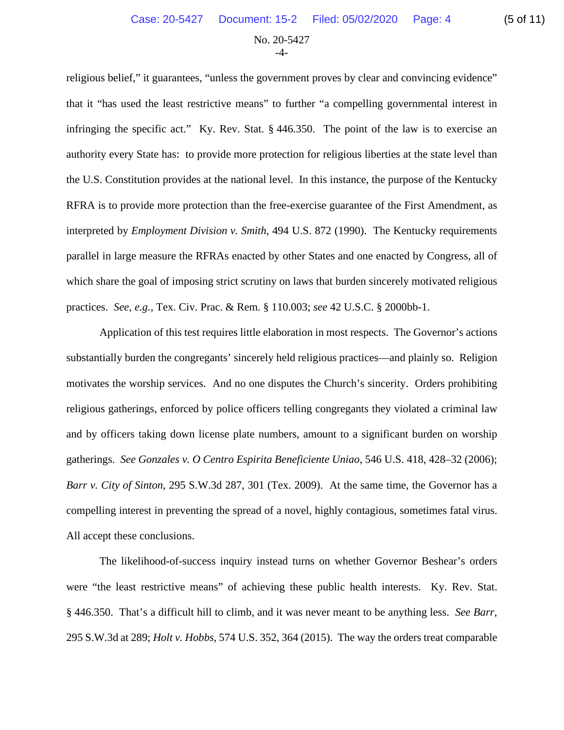religious belief," it guarantees, "unless the government proves by clear and convincing evidence" that it "has used the least restrictive means" to further "a compelling governmental interest in infringing the specific act." Ky. Rev. Stat. § 446.350. The point of the law is to exercise an authority every State has: to provide more protection for religious liberties at the state level than the U.S. Constitution provides at the national level. In this instance, the purpose of the Kentucky RFRA is to provide more protection than the free-exercise guarantee of the First Amendment, as interpreted by *Employment Division v. Smith*, 494 U.S. 872 (1990). The Kentucky requirements parallel in large measure the RFRAs enacted by other States and one enacted by Congress, all of which share the goal of imposing strict scrutiny on laws that burden sincerely motivated religious practices. *See, e.g.*, Tex. Civ. Prac. & Rem. § 110.003; *see* 42 U.S.C. § 2000bb-1.

Application of this test requires little elaboration in most respects. The Governor's actions substantially burden the congregants' sincerely held religious practices—and plainly so. Religion motivates the worship services. And no one disputes the Church's sincerity. Orders prohibiting religious gatherings, enforced by police officers telling congregants they violated a criminal law and by officers taking down license plate numbers, amount to a significant burden on worship gatherings. *See Gonzales v. O Centro Espirita Beneficiente Uniao*, 546 U.S. 418, 428–32 (2006); *Barr v. City of Sinton*, 295 S.W.3d 287, 301 (Tex. 2009). At the same time, the Governor has a compelling interest in preventing the spread of a novel, highly contagious, sometimes fatal virus. All accept these conclusions.

The likelihood-of-success inquiry instead turns on whether Governor Beshear's orders were "the least restrictive means" of achieving these public health interests. Ky. Rev. Stat. § 446.350. That's a difficult hill to climb, and it was never meant to be anything less. *See Barr*, 295 S.W.3d at 289; *Holt v. Hobbs*, 574 U.S. 352, 364 (2015). The way the orders treat comparable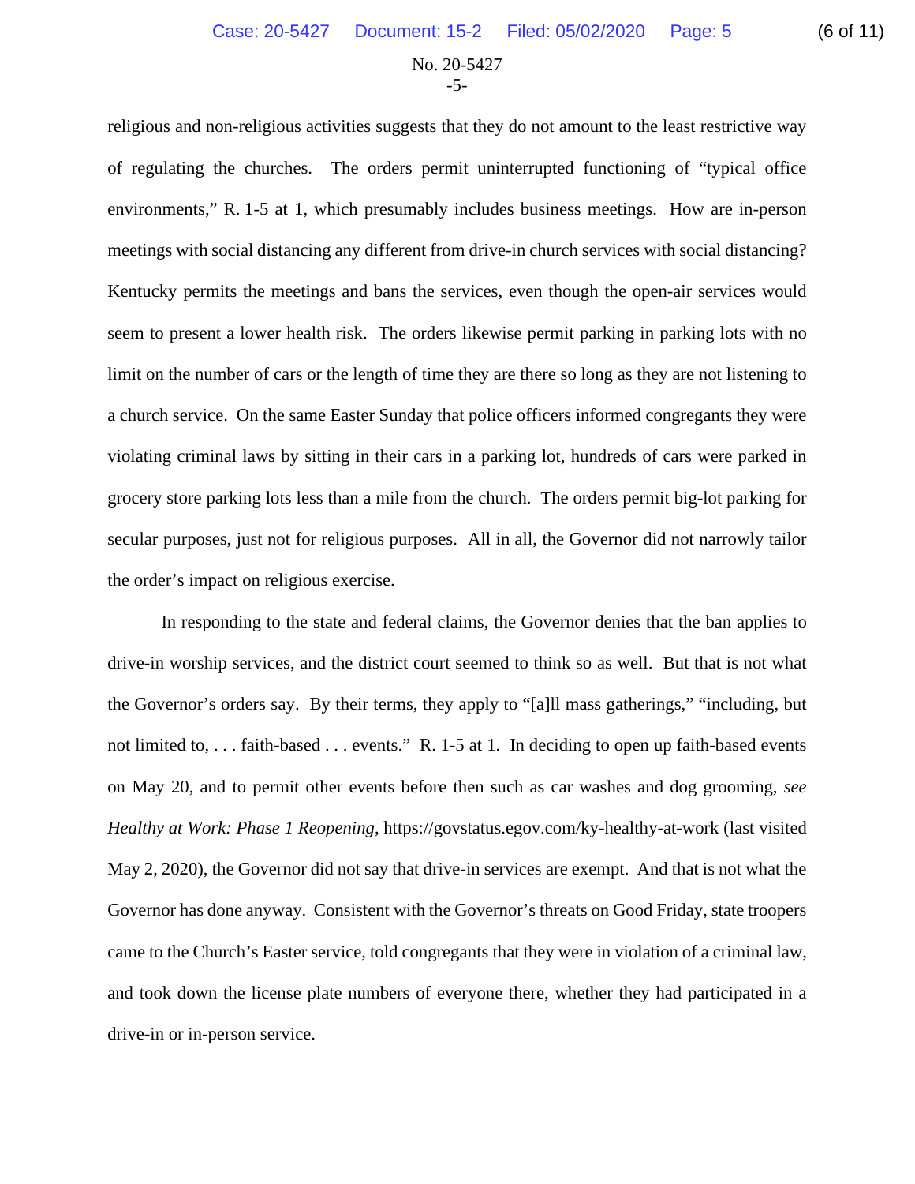religious and non-religious activities suggests that they do not amount to the least restrictive way of regulating the churches. The orders permit uninterrupted functioning of "typical office environments," R. 1-5 at 1, which presumably includes business meetings. How are in-person meetings with social distancing any different from drive-in church services with social distancing? Kentucky permits the meetings and bans the services, even though the open-air services would seem to present a lower health risk. The orders likewise permit parking in parking lots with no limit on the number of cars or the length of time they are there so long as they are not listening to a church service. On the same Easter Sunday that police officers informed congregants they were violating criminal laws by sitting in their cars in a parking lot, hundreds of cars were parked in grocery store parking lots less than a mile from the church. The orders permit big-lot parking for secular purposes, just not for religious purposes. All in all, the Governor did not narrowly tailor the order's impact on religious exercise.

In responding to the state and federal claims, the Governor denies that the ban applies to drive-in worship services, and the district court seemed to think so as well. But that is not what the Governor's orders say. By their terms, they apply to "[a]ll mass gatherings," "including, but not limited to, . . . faith-based . . . events." R. 1-5 at 1. In deciding to open up faith-based events on May 20, and to permit other events before then such as car washes and dog grooming, *see Healthy at Work: Phase 1 Reopening*, https://govstatus.egov.com/ky-healthy-at-work (last visited May 2, 2020), the Governor did not say that drive-in services are exempt. And that is not what the Governor has done anyway. Consistent with the Governor's threats on Good Friday, state troopers came to the Church's Easter service, told congregants that they were in violation of a criminal law, and took down the license plate numbers of everyone there, whether they had participated in a drive-in or in-person service.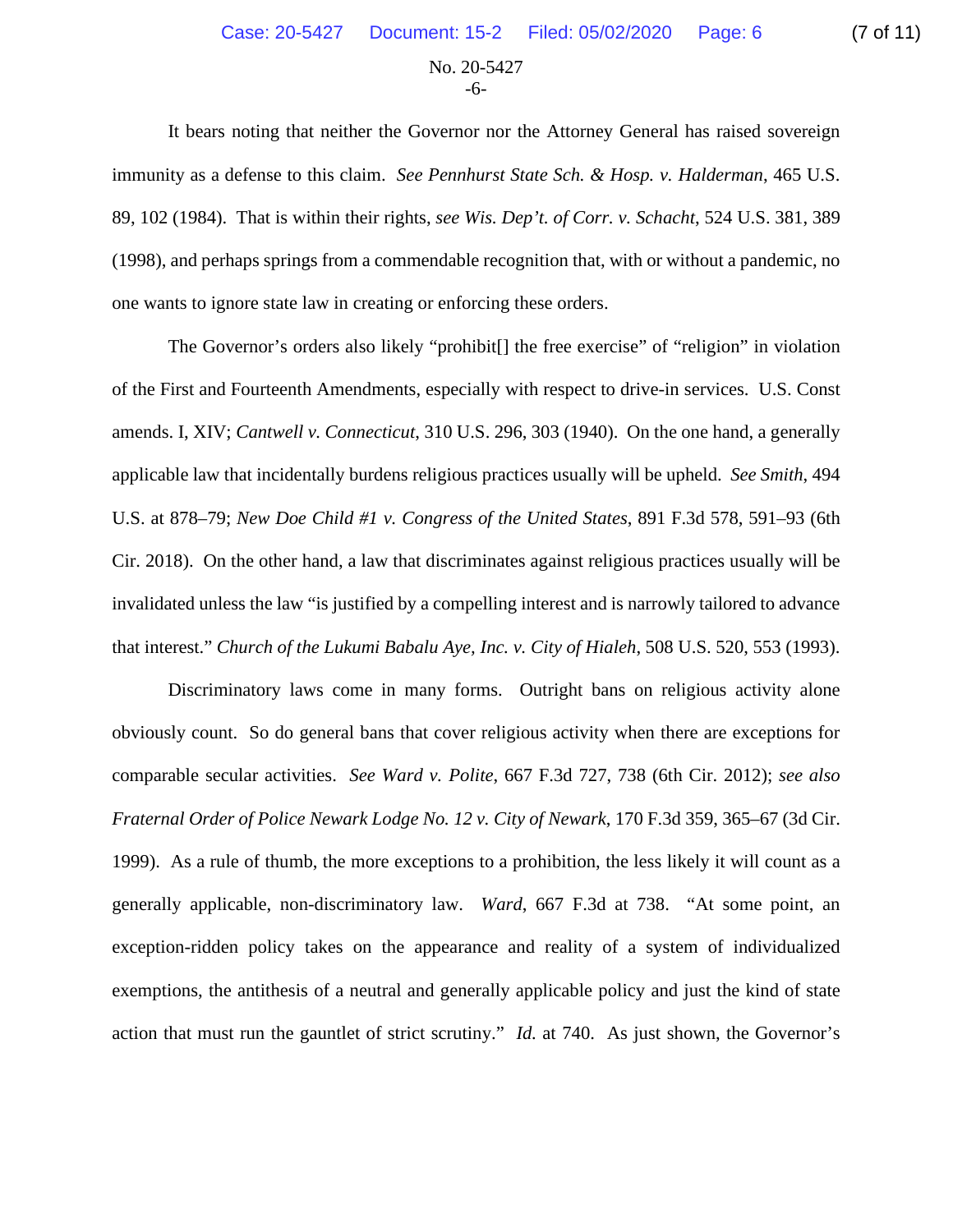It bears noting that neither the Governor nor the Attorney General has raised sovereign immunity as a defense to this claim. *See Pennhurst State Sch. & Hosp. v. Halderman*, 465 U.S. 89, 102 (1984). That is within their rights, *see Wis. Dep't. of Corr. v. Schacht*, 524 U.S. 381, 389 (1998), and perhaps springs from a commendable recognition that, with or without a pandemic, no one wants to ignore state law in creating or enforcing these orders.

The Governor's orders also likely "prohibit[] the free exercise" of "religion" in violation of the First and Fourteenth Amendments, especially with respect to drive-in services. U.S. Const amends. I, XIV; *Cantwell v. Connecticut*, 310 U.S. 296, 303 (1940). On the one hand, a generally applicable law that incidentally burdens religious practices usually will be upheld. *See Smith*, 494 U.S. at 878–79; *New Doe Child #1 v. Congress of the United States*, 891 F.3d 578, 591–93 (6th Cir. 2018). On the other hand, a law that discriminates against religious practices usually will be invalidated unless the law "is justified by a compelling interest and is narrowly tailored to advance that interest." *Church of the Lukumi Babalu Aye, Inc. v. City of Hialeh*, 508 U.S. 520, 553 (1993).

Discriminatory laws come in many forms. Outright bans on religious activity alone obviously count. So do general bans that cover religious activity when there are exceptions for comparable secular activities. *See Ward v. Polite*, 667 F.3d 727, 738 (6th Cir. 2012); *see also Fraternal Order of Police Newark Lodge No. 12 v. City of Newark*, 170 F.3d 359, 365–67 (3d Cir. 1999). As a rule of thumb, the more exceptions to a prohibition, the less likely it will count as a generally applicable, non-discriminatory law. *Ward*, 667 F.3d at 738. "At some point, an exception-ridden policy takes on the appearance and reality of a system of individualized exemptions, the antithesis of a neutral and generally applicable policy and just the kind of state action that must run the gauntlet of strict scrutiny." *Id.* at 740. As just shown, the Governor's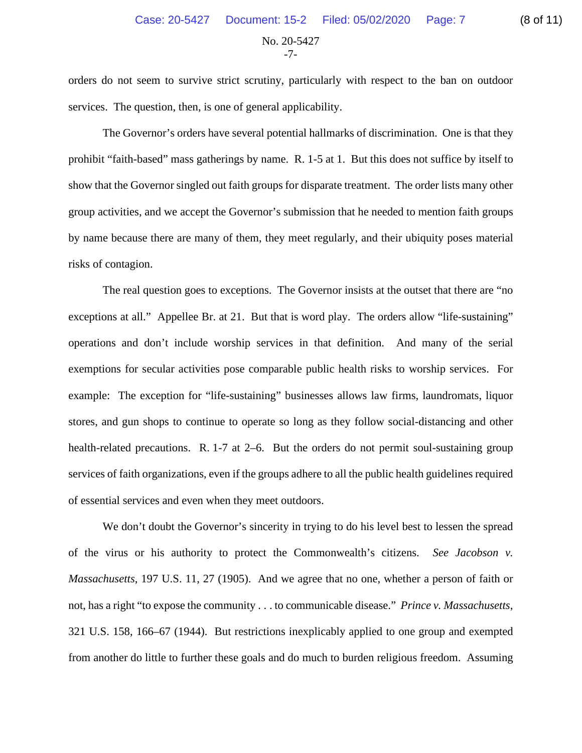orders do not seem to survive strict scrutiny, particularly with respect to the ban on outdoor services. The question, then, is one of general applicability.

The Governor's orders have several potential hallmarks of discrimination. One is that they prohibit "faith-based" mass gatherings by name. R. 1-5 at 1. But this does not suffice by itself to show that the Governor singled out faith groups for disparate treatment. The order lists many other group activities, and we accept the Governor's submission that he needed to mention faith groups by name because there are many of them, they meet regularly, and their ubiquity poses material risks of contagion.

The real question goes to exceptions. The Governor insists at the outset that there are "no exceptions at all." Appellee Br. at 21. But that is word play. The orders allow "life-sustaining" operations and don't include worship services in that definition. And many of the serial exemptions for secular activities pose comparable public health risks to worship services. For example: The exception for "life-sustaining" businesses allows law firms, laundromats, liquor stores, and gun shops to continue to operate so long as they follow social-distancing and other health-related precautions. R. 1-7 at 2–6. But the orders do not permit soul-sustaining group services of faith organizations, even if the groups adhere to all the public health guidelines required of essential services and even when they meet outdoors.

We don't doubt the Governor's sincerity in trying to do his level best to lessen the spread of the virus or his authority to protect the Commonwealth's citizens. *See Jacobson v. Massachusetts*, 197 U.S. 11, 27 (1905). And we agree that no one, whether a person of faith or not, has a right "to expose the community . . . to communicable disease." *Prince v. Massachusetts*, 321 U.S. 158, 166–67 (1944). But restrictions inexplicably applied to one group and exempted from another do little to further these goals and do much to burden religious freedom. Assuming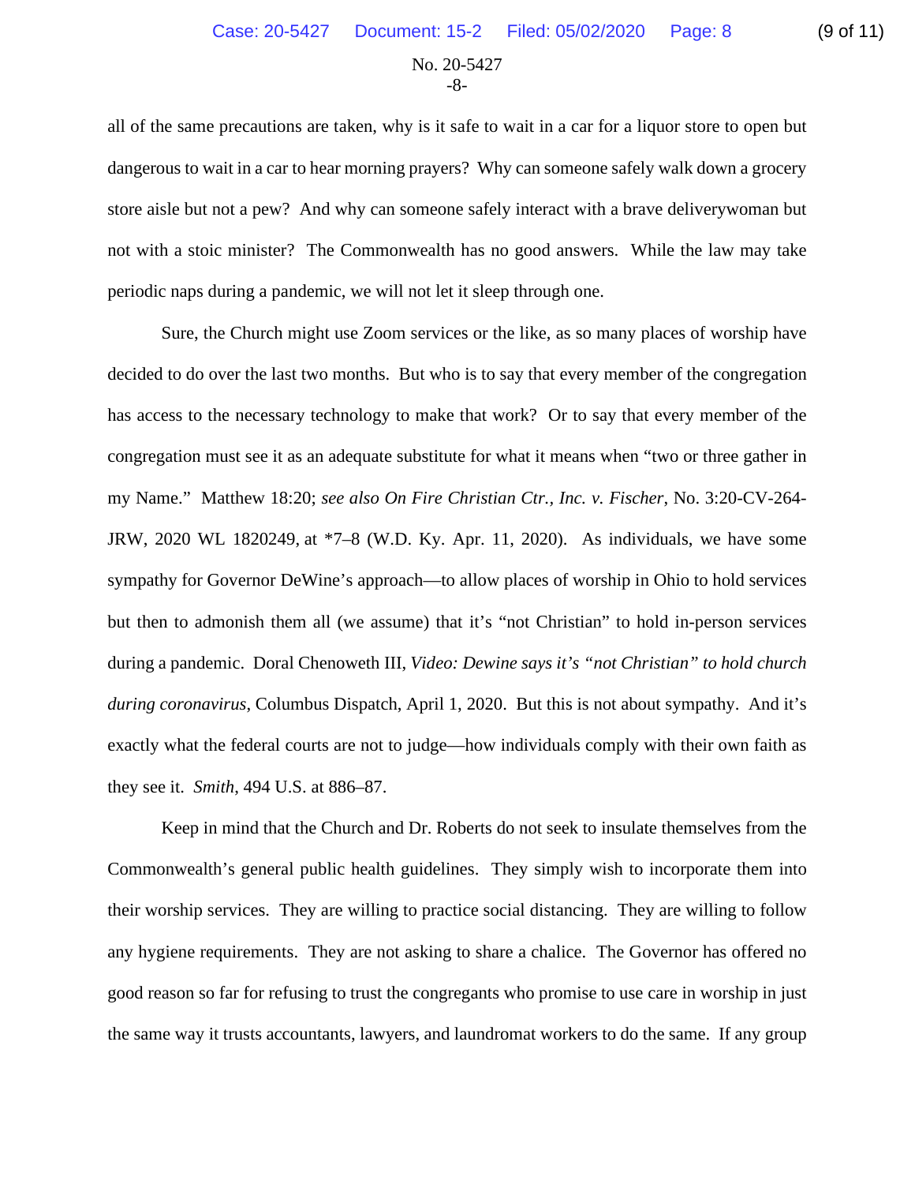all of the same precautions are taken, why is it safe to wait in a car for a liquor store to open but dangerous to wait in a car to hear morning prayers? Why can someone safely walk down a grocery store aisle but not a pew? And why can someone safely interact with a brave deliverywoman but not with a stoic minister? The Commonwealth has no good answers. While the law may take periodic naps during a pandemic, we will not let it sleep through one.

Sure, the Church might use Zoom services or the like, as so many places of worship have decided to do over the last two months. But who is to say that every member of the congregation has access to the necessary technology to make that work? Or to say that every member of the congregation must see it as an adequate substitute for what it means when "two or three gather in my Name." Matthew 18:20; *see also On Fire Christian Ctr., Inc. v. Fischer*, No. 3:20-CV-264-JRW, 2020 WL 1820249, at *7–8 (W.D. Ky. Apr. 11, 2020). As individuals, we have some sympathy for Governor DeWine's approach—to allow places of worship in Ohio to hold services but then to admonish them all (we assume) that it's "not Christian" to hold in-person services during a pandemic. Doral Chenoweth III, *Video: Dewine says it's "not Christian" to hold church during coronavirus*, Columbus Dispatch, April 1, 2020. But this is not about sympathy. And it's exactly what the federal courts are not to judge—how individuals comply with their own faith as they see it. *Smith*, 494 U.S. at 886–87.

Keep in mind that the Church and Dr. Roberts do not seek to insulate themselves from the Commonwealth's general public health guidelines. They simply wish to incorporate them into their worship services. They are willing to practice social distancing. They are willing to follow any hygiene requirements. They are not asking to share a chalice. The Governor has offered no good reason so far for refusing to trust the congregants who promise to use care in worship in just the same way it trusts accountants, lawyers, and laundromat workers to do the same. If any group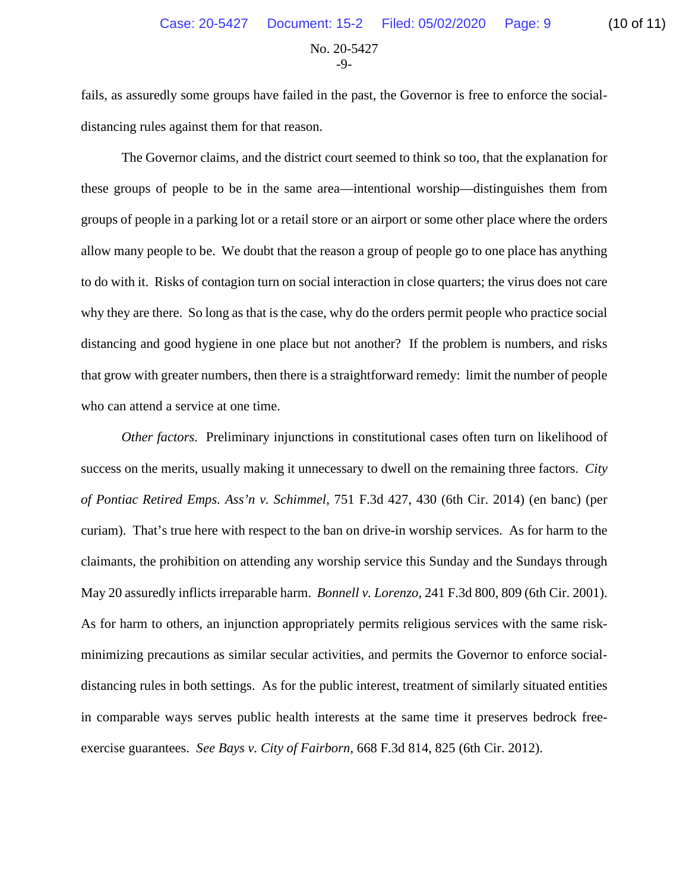fails, as assuredly some groups have failed in the past, the Governor is free to enforce the social-distancing rules against them for that reason.

The Governor claims, and the district court seemed to think so too, that the explanation for these groups of people to be in the same area—intentional worship—distinguishes them from groups of people in a parking lot or a retail store or an airport or some other place where the orders allow many people to be. We doubt that the reason a group of people go to one place has anything to do with it. Risks of contagion turn on social interaction in close quarters; the virus does not care why they are there. So long as that is the case, why do the orders permit people who practice social distancing and good hygiene in one place but not another? If the problem is numbers, and risks that grow with greater numbers, then there is a straightforward remedy: limit the number of people who can attend a service at one time.

*Other factors.* Preliminary injunctions in constitutional cases often turn on likelihood of success on the merits, usually making it unnecessary to dwell on the remaining three factors. *City of Pontiac Retired Emps. Ass'n v. Schimmel*, 751 F.3d 427, 430 (6th Cir. 2014) (en banc) (per curiam). That's true here with respect to the ban on drive-in worship services. As for harm to the claimants, the prohibition on attending any worship service this Sunday and the Sundays through May 20 assuredly inflicts irreparable harm. *Bonnell v. Lorenzo*, 241 F.3d 800, 809 (6th Cir. 2001). As for harm to others, an injunction appropriately permits religious services with the same risk-minimizing precautions as similar secular activities, and permits the Governor to enforce social-distancing rules in both settings. As for the public interest, treatment of similarly situated entities in comparable ways serves public health interests at the same time it preserves bedrock free-exercise guarantees. *See Bays v. City of Fairborn*, 668 F.3d 814, 825 (6th Cir. 2012).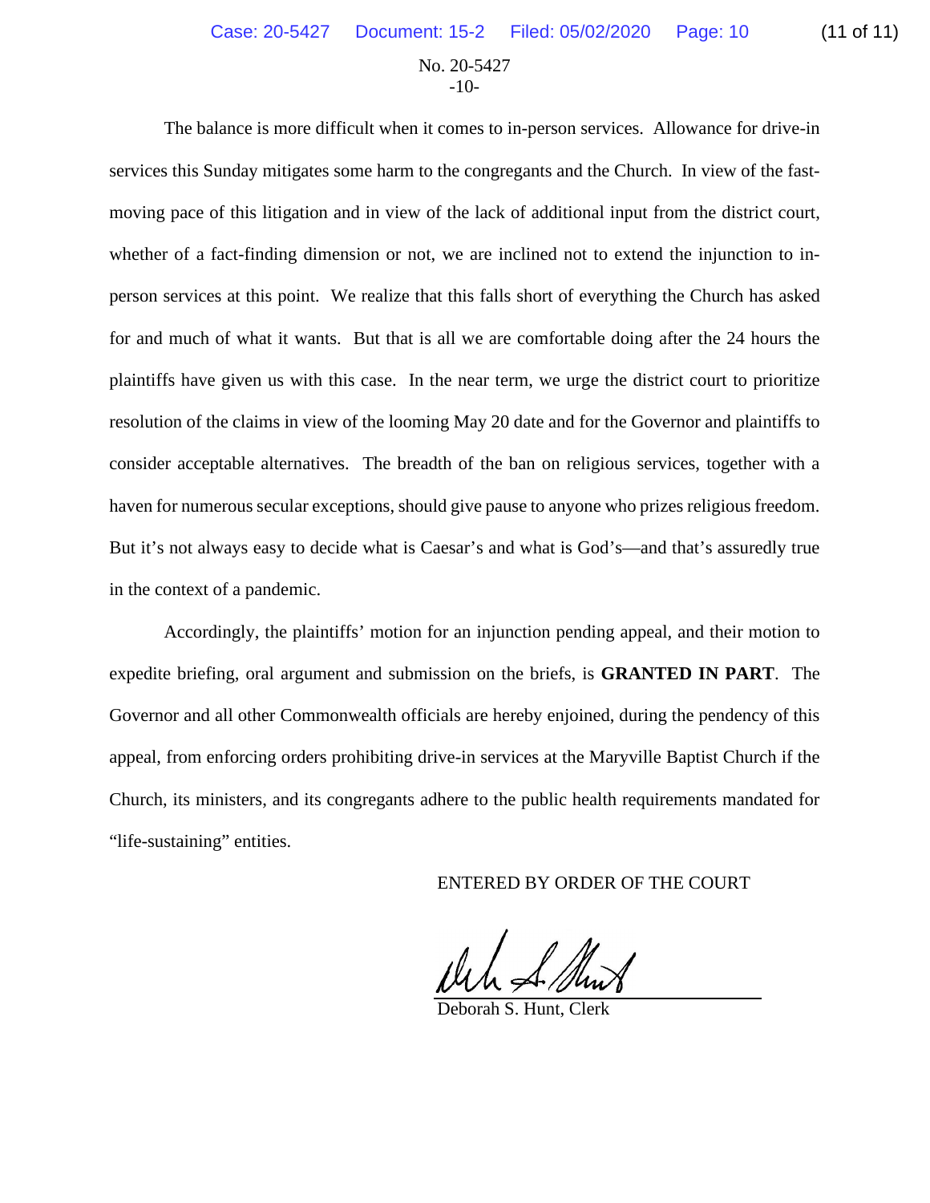No. 20-5427

The balance is more difficult when it comes to in-person services. Allowance for drive-in services this Sunday mitigates some harm to the congregants and the Church. In view of the fast-moving pace of this litigation and in view of the lack of additional input from the district court, whether of a fact-finding dimension or not, we are inclined not to extend the injunction to in-person services at this point. We realize that this falls short of everything the Church has asked for and much of what it wants. But that is all we are comfortable doing after the 24 hours the plaintiffs have given us with this case. In the near term, we urge the district court to prioritize resolution of the claims in view of the looming May 20 date and for the Governor and plaintiffs to consider acceptable alternatives. The breadth of the ban on religious services, together with a haven for numerous secular exceptions, should give pause to anyone who prizes religious freedom. But it's not always easy to decide what is Caesar's and what is God's—and that's assuredly true in the context of a pandemic.

Accordingly, the plaintiffs' motion for an injunction pending appeal, and their motion to expedite briefing, oral argument and submission on the briefs, is **GRANTED IN PART**. The Governor and all other Commonwealth officials are hereby enjoined, during the pendency of this appeal, from enforcing orders prohibiting drive-in services at the Maryville Baptist Church if the Church, its ministers, and its congregants adhere to the public health requirements mandated for "life-sustaining" entities.

ENTERED BY ORDER OF THE COURT

Deborah S. Hunt, Clerk